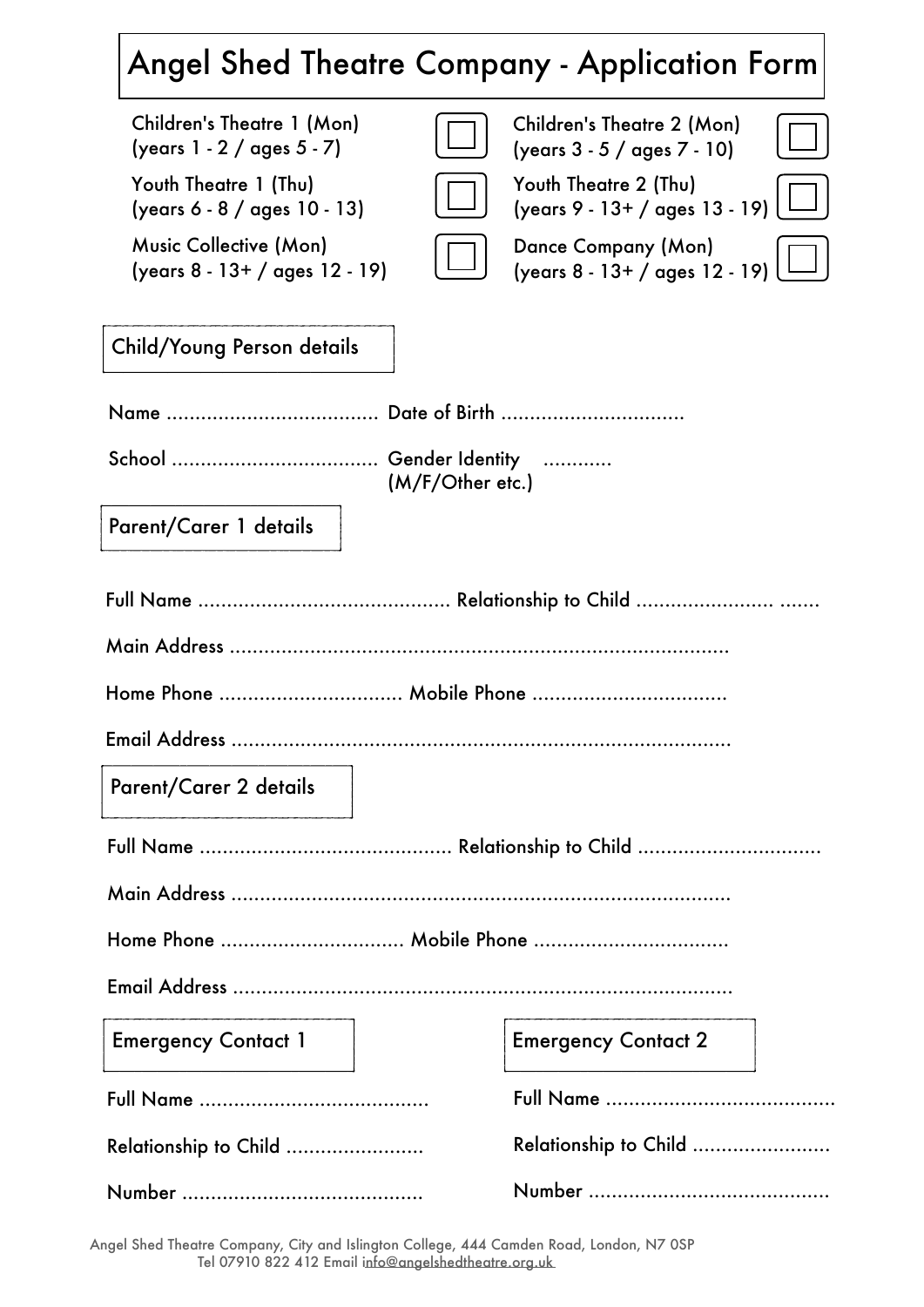# Angel Shed Theatre Company - Application Form

| | | | |
|---|---|---|---|
| Children's Theatre 1 (Mon) (years 1 - 2 / ages 5 - 7) | ☐ | Children's Theatre 2 (Mon) (years 3 - 5 / ages 7 - 10) | ☐ |
| Youth Theatre 1 (Thu) (years 6 - 8 / ages 10 - 13) | ☐ | Youth Theatre 2 (Thu) (years 9 - 13+ / ages 13 - 19) | ☐ |
| Music Collective (Mon) (years 8 - 13+ / ages 12 - 19) | ☐ | Dance Company (Mon) (years 8 - 13+ / ages 12 - 19) | ☐ |

## Child/Young Person details

Name .................................... Date of Birth ................................

School .................................... Gender Identity (M/F/Other etc.) ............

## Parent/Carer 1 details

Full Name ........................................... Relationship to Child ....................... .......

Main Address ....................................................................................

Home Phone ................................ Mobile Phone ..................................

Email Address ......................................................................................

## Parent/Carer 2 details

Full Name ........................................... Relationship to Child ................................

Main Address ......................................................................................

Home Phone ................................ Mobile Phone .................................

Email Address ......................................................................................

## Emergency Contact 1

Full Name .......................................

Relationship to Child ........................

Number .........................................

## Emergency Contact 2

Full Name .......................................

Relationship to Child ........................

Number .........................................

Angel Shed Theatre Company, City and Islington College, 444 Camden Road, London, N7 0SP
Tel 07910 822 412 Email info@angelshedtheatre.org.uk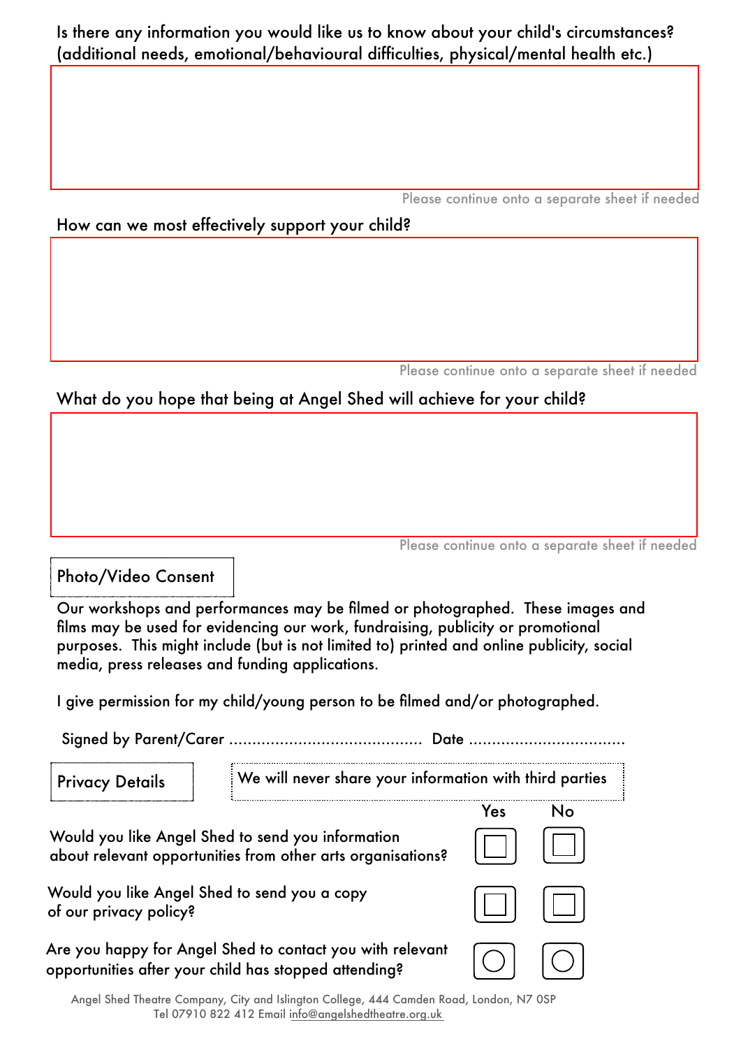Is there any information you would like us to know about your child's circumstances? (additional needs, emotional/behavioural difficulties, physical/mental health etc.)

Please continue onto a separate sheet if needed

How can we most effectively support your child?

Please continue onto a separate sheet if needed

What do you hope that being at Angel Shed will achieve for your child?

Please continue onto a separate sheet if needed

## Photo/Video Consent

Our workshops and performances may be filmed or photographed. These images and films may be used for evidencing our work, fundraising, publicity or promotional purposes. This might include (but is not limited to) printed and online publicity, social media, press releases and funding applications.

I give permission for my child/young person to be filmed and/or photographed.

Signed by Parent/Carer ......................................... Date .................................

## Privacy Details

We will never share your information with third parties

| | Yes | No |
|---|---|---|
| Would you like Angel Shed to send you information about relevant opportunities from other arts organisations? | ☐ | ☐ |
| Would you like Angel Shed to send you a copy of our privacy policy? | ☐ | ☐ |
| Are you happy for Angel Shed to contact you with relevant opportunities after your child has stopped attending? | ○ | ○ |

Angel Shed Theatre Company, City and Islington College, 444 Camden Road, London, N7 0SP
Tel 07910 822 412 Email info@angelshedtheatre.org.uk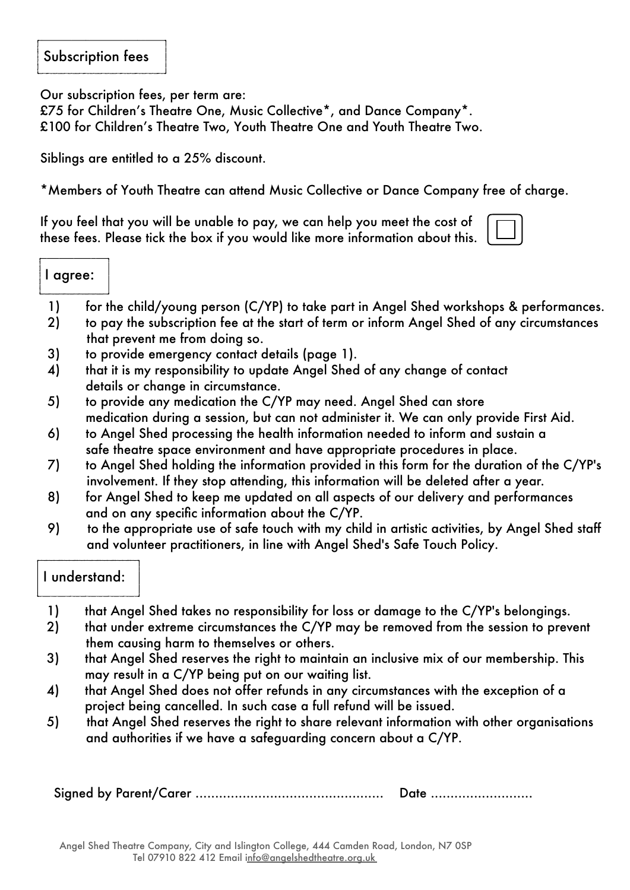## Subscription fees

Our subscription fees, per term are:
£75 for Children's Theatre One, Music Collective*, and Dance Company*.
£100 for Children's Theatre Two, Youth Theatre One and Youth Theatre Two.

Siblings are entitled to a 25% discount.

*Members of Youth Theatre can attend Music Collective or Dance Company free of charge.

If you feel that you will be unable to pay, we can help you meet the cost of these fees. Please tick the box if you would like more information about this. ☐

## I agree:

1) for the child/young person (C/YP) to take part in Angel Shed workshops & performances.
2) to pay the subscription fee at the start of term or inform Angel Shed of any circumstances that prevent me from doing so.
3) to provide emergency contact details (page 1).
4) that it is my responsibility to update Angel Shed of any change of contact details or change in circumstance.
5) to provide any medication the C/YP may need. Angel Shed can store medication during a session, but can not administer it. We can only provide First Aid.
6) to Angel Shed processing the health information needed to inform and sustain a safe theatre space environment and have appropriate procedures in place.
7) to Angel Shed holding the information provided in this form for the duration of the C/YP's involvement. If they stop attending, this information will be deleted after a year.
8) for Angel Shed to keep me updated on all aspects of our delivery and performances and on any specific information about the C/YP.
9) to the appropriate use of safe touch with my child in artistic activities, by Angel Shed staff and volunteer practitioners, in line with Angel Shed's Safe Touch Policy.

## I understand:

1) that Angel Shed takes no responsibility for loss or damage to the C/YP's belongings.
2) that under extreme circumstances the C/YP may be removed from the session to prevent them causing harm to themselves or others.
3) that Angel Shed reserves the right to maintain an inclusive mix of our membership. This may result in a C/YP being put on our waiting list.
4) that Angel Shed does not offer refunds in any circumstances with the exception of a project being cancelled. In such case a full refund will be issued.
5) that Angel Shed reserves the right to share relevant information with other organisations and authorities if we have a safeguarding concern about a C/YP.

Signed by Parent/Carer ............................................... Date ..........................

Angel Shed Theatre Company, City and Islington College, 444 Camden Road, London, N7 0SP
Tel 07910 822 412 Email info@angelshedtheatre.org.uk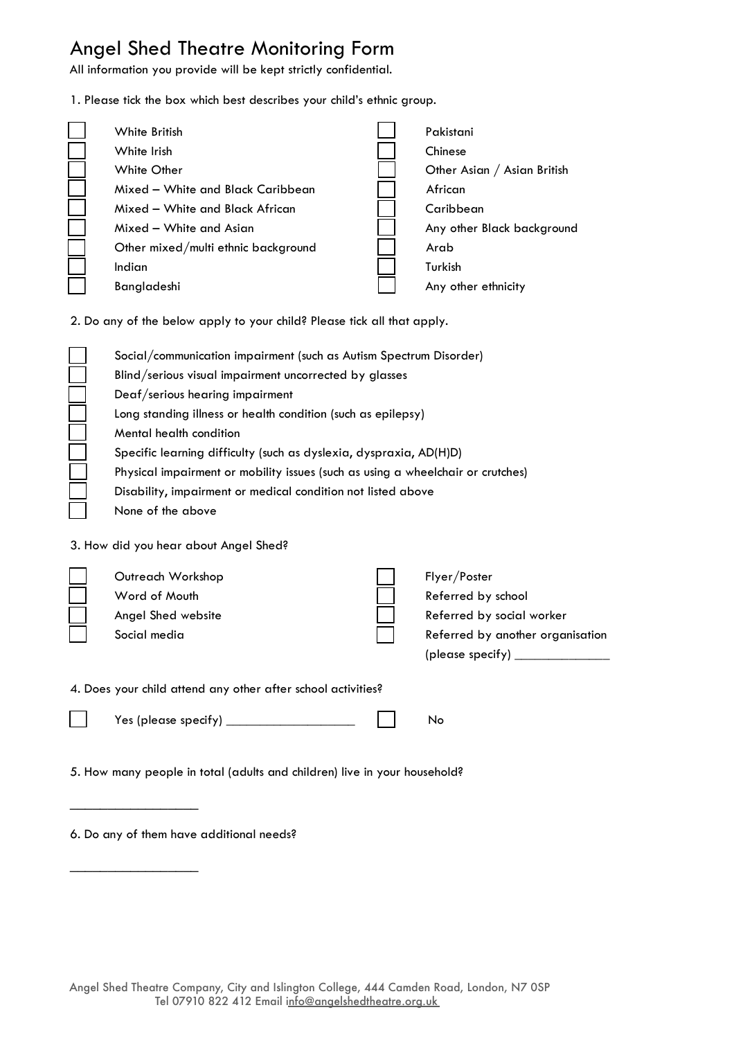# Angel Shed Theatre Monitoring Form

All information you provide will be kept strictly confidential.

1. Please tick the box which best describes your child's ethnic group.

- ☐ White British
- ☐ White Irish
- ☐ White Other
- ☐ Mixed – White and Black Caribbean
- ☐ Mixed – White and Black African
- ☐ Mixed – White and Asian
- ☐ Other mixed/multi ethnic background
- ☐ Indian
- ☐ Bangladeshi
- ☐ Pakistani
- ☐ Chinese
- ☐ Other Asian / Asian British
- ☐ African
- ☐ Caribbean
- ☐ Any other Black background
- ☐ Arab
- ☐ Turkish
- ☐ Any other ethnicity

2. Do any of the below apply to your child? Please tick all that apply.

- ☐ Social/communication impairment (such as Autism Spectrum Disorder)
- ☐ Blind/serious visual impairment uncorrected by glasses
- ☐ Deaf/serious hearing impairment
- ☐ Long standing illness or health condition (such as epilepsy)
- ☐ Mental health condition
- ☐ Specific learning difficulty (such as dyslexia, dyspraxia, AD(H)D)
- ☐ Physical impairment or mobility issues (such as using a wheelchair or crutches)
- ☐ Disability, impairment or medical condition not listed above
- ☐ None of the above

3. How did you hear about Angel Shed?

- ☐ Outreach Workshop
- ☐ Word of Mouth
- ☐ Angel Shed website
- ☐ Social media
- ☐ Flyer/Poster
- ☐ Referred by school
- ☐ Referred by social worker
- ☐ Referred by another organisation (please specify) _______________

4. Does your child attend any other after school activities?

- ☐ Yes (please specify) ____________________
- ☐ No

5. How many people in total (adults and children) live in your household?

____________________

6. Do any of them have additional needs?

____________________

Angel Shed Theatre Company, City and Islington College, 444 Camden Road, London, N7 0SP
Tel 07910 822 412 Email info@angelshedtheatre.org.uk